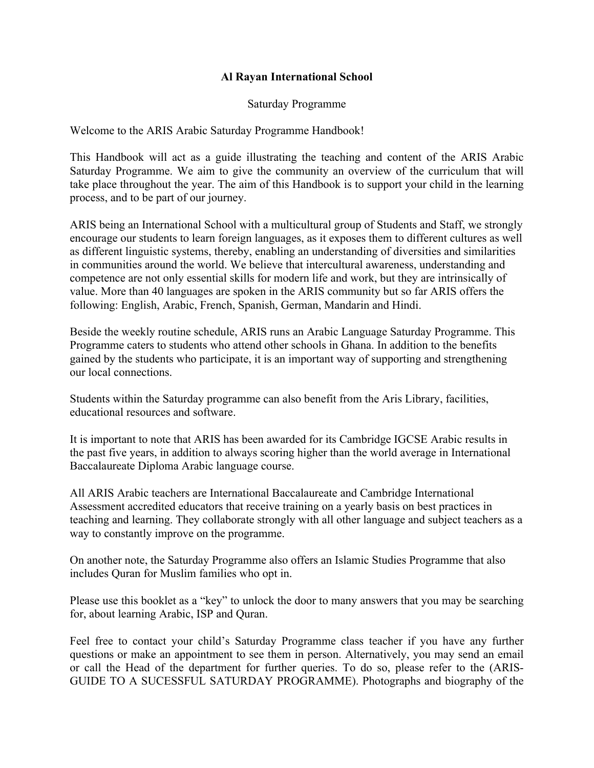**Al Rayan International School**

Saturday Programme

Welcome to the ARIS Arabic Saturday Programme Handbook!

This Handbook will act as a guide illustrating the teaching and content of the ARIS Arabic Saturday Programme. We aim to give the community an overview of the curriculum that will take place throughout the year. The aim of this Handbook is to support your child in the learning process, and to be part of our journey.

ARIS being an International School with a multicultural group of Students and Staff, we strongly encourage our students to learn foreign languages, as it exposes them to different cultures as well as different linguistic systems, thereby, enabling an understanding of diversities and similarities in communities around the world. We believe that intercultural awareness, understanding and competence are not only essential skills for modern life and work, but they are intrinsically of value. More than 40 languages are spoken in the ARIS community but so far ARIS offers the following: English, Arabic, French, Spanish, German, Mandarin and Hindi.

Beside the weekly routine schedule, ARIS runs an Arabic Language Saturday Programme. This Programme caters to students who attend other schools in Ghana. In addition to the benefits gained by the students who participate, it is an important way of supporting and strengthening our local connections.

Students within the Saturday programme can also benefit from the Aris Library, facilities, educational resources and software.

It is important to note that ARIS has been awarded for its Cambridge IGCSE Arabic results in the past five years, in addition to always scoring higher than the world average in International Baccalaureate Diploma Arabic language course.

All ARIS Arabic teachers are International Baccalaureate and Cambridge International Assessment accredited educators that receive training on a yearly basis on best practices in teaching and learning. They collaborate strongly with all other language and subject teachers as a way to constantly improve on the programme.

On another note, the Saturday Programme also offers an Islamic Studies Programme that also includes Quran for Muslim families who opt in.

Please use this booklet as a "key" to unlock the door to many answers that you may be searching for, about learning Arabic, ISP and Quran.

Feel free to contact your child's Saturday Programme class teacher if you have any further questions or make an appointment to see them in person. Alternatively, you may send an email or call the Head of the department for further queries. To do so, please refer to the (ARIS-GUIDE TO A SUCESSFUL SATURDAY PROGRAMME). Photographs and biography of the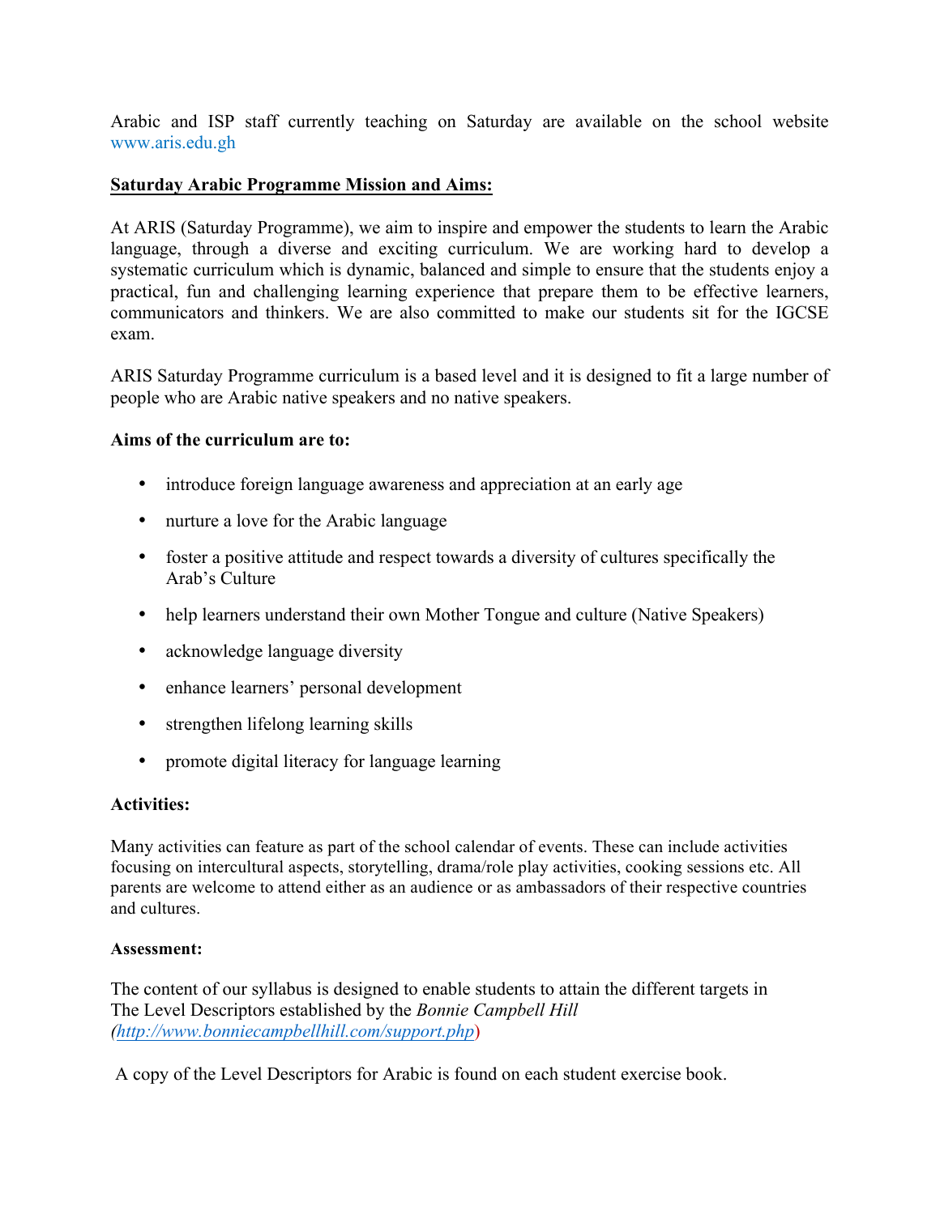Arabic and ISP staff currently teaching on Saturday are available on the school website www.aris.edu.gh

**Saturday Arabic Programme Mission and Aims:**

At ARIS (Saturday Programme), we aim to inspire and empower the students to learn the Arabic language, through a diverse and exciting curriculum. We are working hard to develop a systematic curriculum which is dynamic, balanced and simple to ensure that the students enjoy a practical, fun and challenging learning experience that prepare them to be effective learners, communicators and thinkers. We are also committed to make our students sit for the IGCSE exam.

ARIS Saturday Programme curriculum is a based level and it is designed to fit a large number of people who are Arabic native speakers and no native speakers.

**Aims of the curriculum are to:**

- introduce foreign language awareness and appreciation at an early age
- nurture a love for the Arabic language
- foster a positive attitude and respect towards a diversity of cultures specifically the Arab's Culture
- help learners understand their own Mother Tongue and culture (Native Speakers)
- acknowledge language diversity
- enhance learners' personal development
- strengthen lifelong learning skills
- promote digital literacy for language learning

**Activities:**

Many activities can feature as part of the school calendar of events. These can include activities focusing on intercultural aspects, storytelling, drama/role play activities, cooking sessions etc. All parents are welcome to attend either as an audience or as ambassadors of their respective countries and cultures.

**Assessment:**

The content of our syllabus is designed to enable students to attain the different targets in The Level Descriptors established by the *Bonnie Campbell Hill* (*http://www.bonniecampbellhill.com/support.php*)

A copy of the Level Descriptors for Arabic is found on each student exercise book.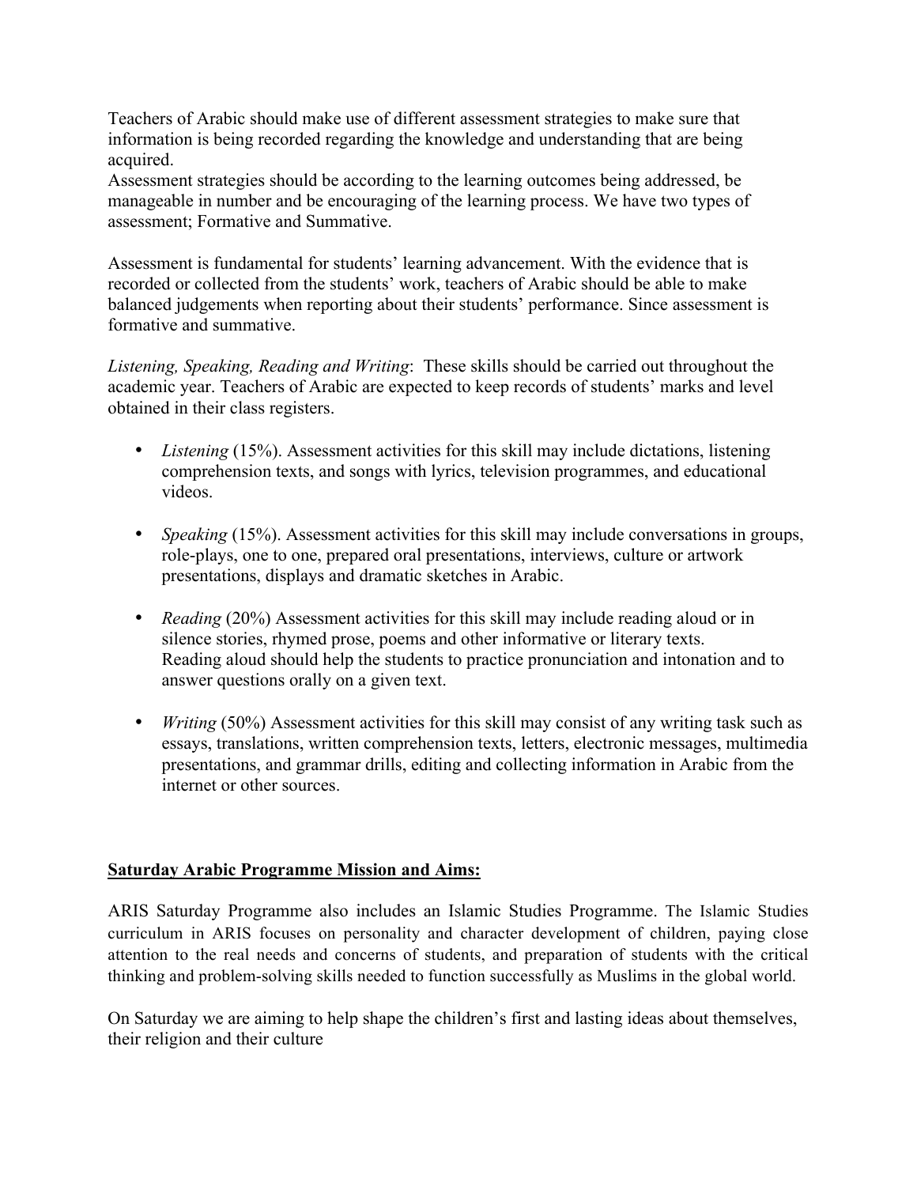Teachers of Arabic should make use of different assessment strategies to make sure that information is being recorded regarding the knowledge and understanding that are being acquired.
Assessment strategies should be according to the learning outcomes being addressed, be manageable in number and be encouraging of the learning process. We have two types of assessment; Formative and Summative.

Assessment is fundamental for students' learning advancement. With the evidence that is recorded or collected from the students' work, teachers of Arabic should be able to make balanced judgements when reporting about their students' performance. Since assessment is formative and summative.

*Listening, Speaking, Reading and Writing*: These skills should be carried out throughout the academic year. Teachers of Arabic are expected to keep records of students' marks and level obtained in their class registers.

- *Listening* (15%). Assessment activities for this skill may include dictations, listening comprehension texts, and songs with lyrics, television programmes, and educational videos.
- *Speaking* (15%). Assessment activities for this skill may include conversations in groups, role-plays, one to one, prepared oral presentations, interviews, culture or artwork presentations, displays and dramatic sketches in Arabic.
- *Reading* (20%) Assessment activities for this skill may include reading aloud or in silence stories, rhymed prose, poems and other informative or literary texts. Reading aloud should help the students to practice pronunciation and intonation and to answer questions orally on a given text.
- *Writing* (50%) Assessment activities for this skill may consist of any writing task such as essays, translations, written comprehension texts, letters, electronic messages, multimedia presentations, and grammar drills, editing and collecting information in Arabic from the internet or other sources.

**Saturday Arabic Programme Mission and Aims:**

ARIS Saturday Programme also includes an Islamic Studies Programme. The Islamic Studies curriculum in ARIS focuses on personality and character development of children, paying close attention to the real needs and concerns of students, and preparation of students with the critical thinking and problem-solving skills needed to function successfully as Muslims in the global world.

On Saturday we are aiming to help shape the children's first and lasting ideas about themselves, their religion and their culture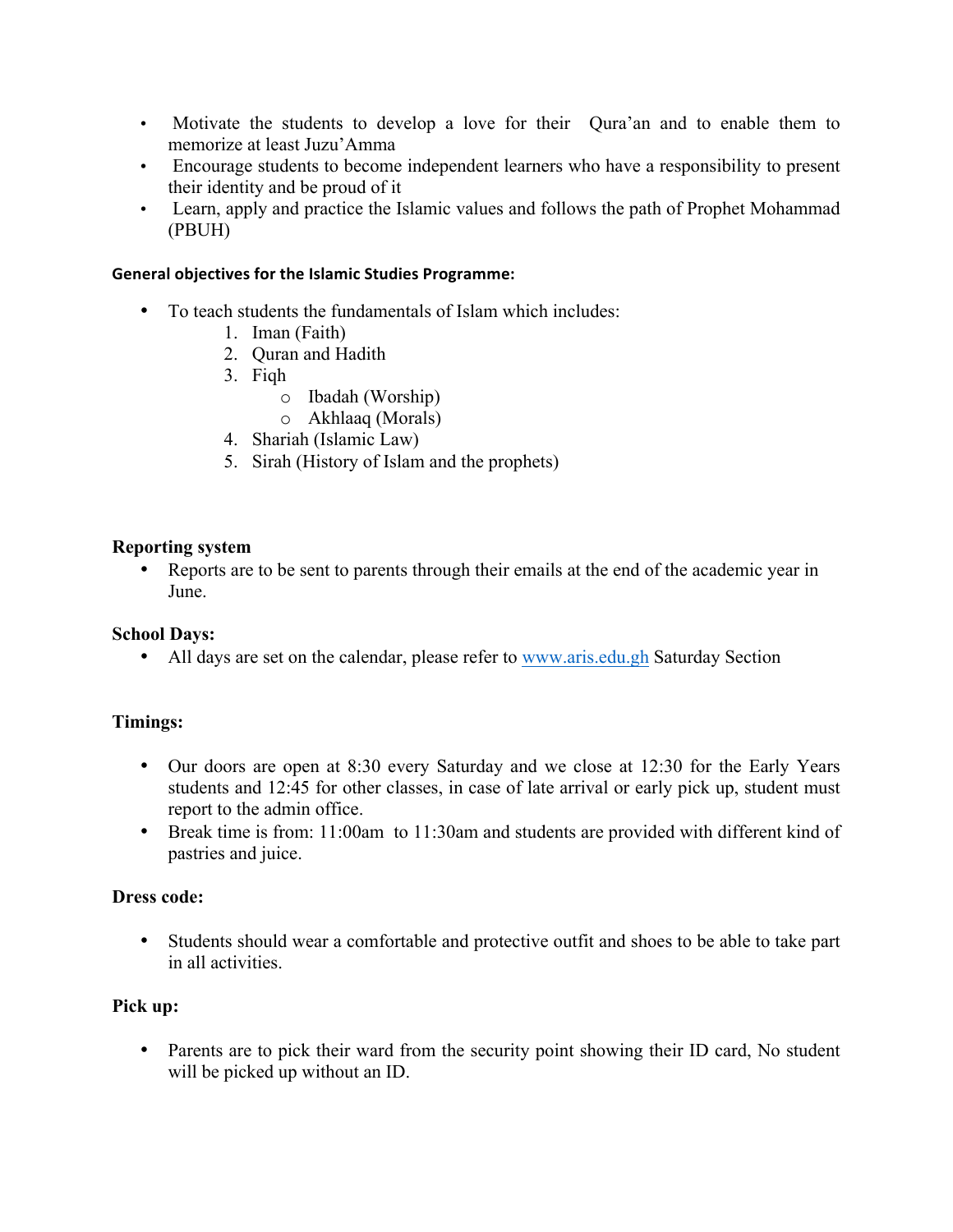- Motivate the students to develop a love for their Qura'an and to enable them to memorize at least Juzu'Amma
- Encourage students to become independent learners who have a responsibility to present their identity and be proud of it
- Learn, apply and practice the Islamic values and follows the path of Prophet Mohammad (PBUH)

**General objectives for the Islamic Studies Programme:**

- To teach students the fundamentals of Islam which includes:
    1. Iman (Faith)
    2. Quran and Hadith
    3. Fiqh
        - Ibadah (Worship)
        - Akhlaaq (Morals)
    4. Shariah (Islamic Law)
    5. Sirah (History of Islam and the prophets)

**Reporting system**

- Reports are to be sent to parents through their emails at the end of the academic year in June.

**School Days:**

- All days are set on the calendar, please refer to www.aris.edu.gh Saturday Section

**Timings:**

- Our doors are open at 8:30 every Saturday and we close at 12:30 for the Early Years students and 12:45 for other classes, in case of late arrival or early pick up, student must report to the admin office.
- Break time is from: 11:00am to 11:30am and students are provided with different kind of pastries and juice.

**Dress code:**

- Students should wear a comfortable and protective outfit and shoes to be able to take part in all activities.

**Pick up:**

- Parents are to pick their ward from the security point showing their ID card, No student will be picked up without an ID.